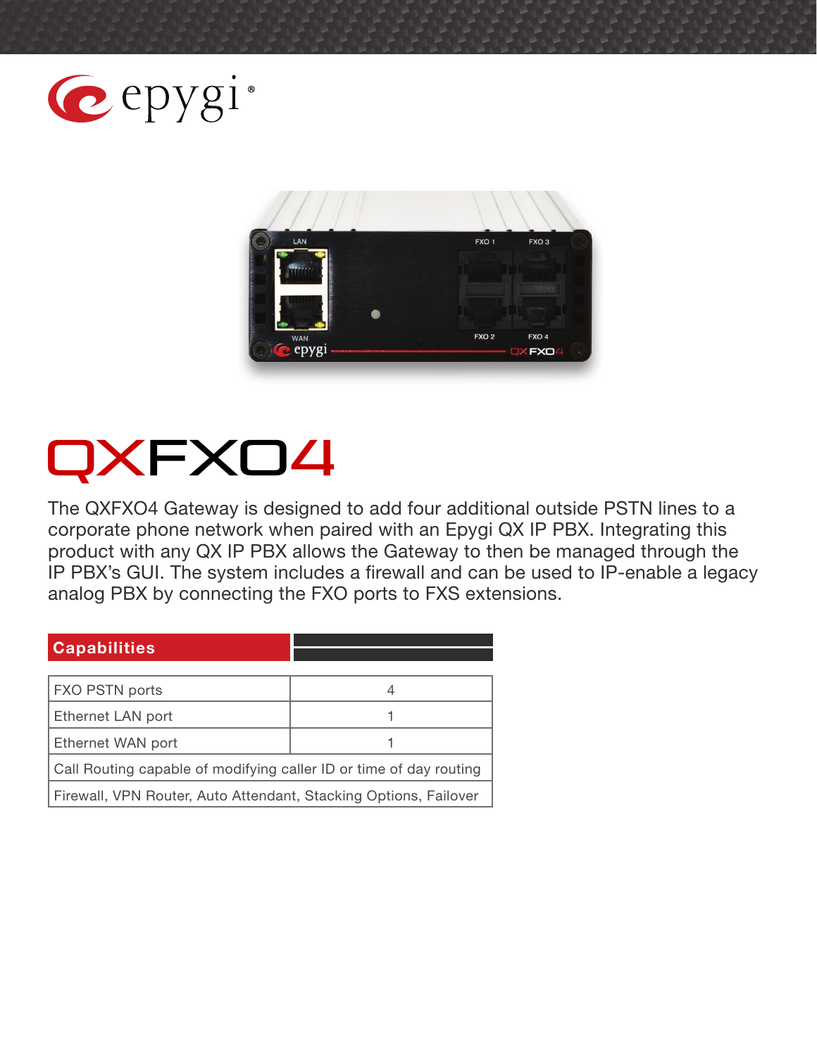epygi®

# QXFXO4

The QXFXO4 Gateway is designed to add four additional outside PSTN lines to a corporate phone network when paired with an Epygi QX IP PBX. Integrating this product with any QX IP PBX allows the Gateway to then be managed through the IP PBX's GUI. The system includes a firewall and can be used to IP-enable a legacy analog PBX by connecting the FXO ports to FXS extensions.

| Capabilities | |
|---|---|
| FXO PSTN ports | 4 |
| Ethernet LAN port | 1 |
| Ethernet WAN port | 1 |
| Call Routing capable of modifying caller ID or time of day routing | |
| Firewall, VPN Router, Auto Attendant, Stacking Options, Failover | |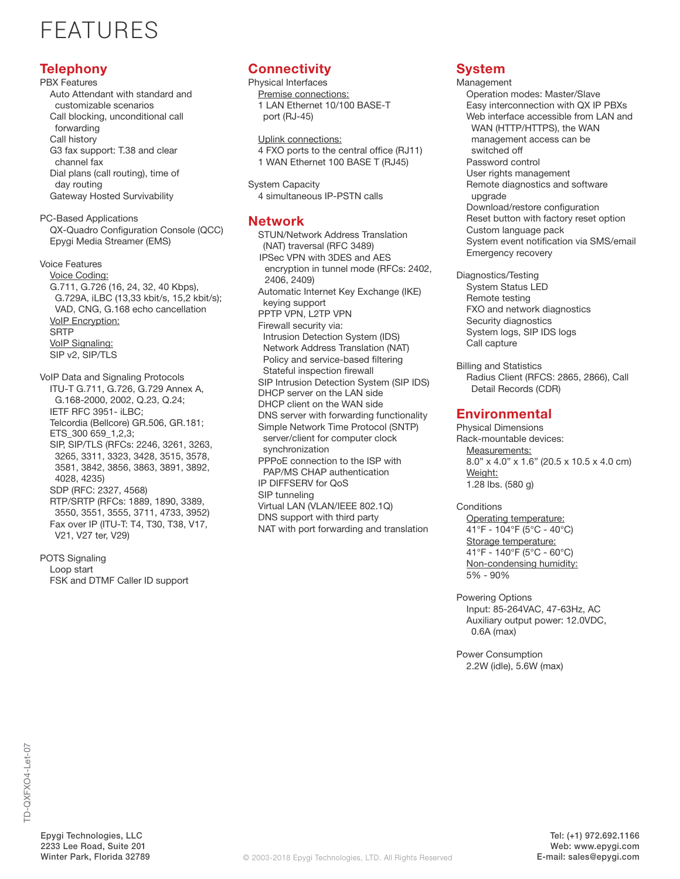# FEATURES

## Telephony

PBX Features

- Auto Attendant with standard and customizable scenarios
- Call blocking, unconditional call forwarding
- Call history
- G3 fax support: T.38 and clear channel fax
- Dial plans (call routing), time of day routing
- Gateway Hosted Survivability

PC-Based Applications

- QX-Quadro Configuration Console (QCC)
- Epygi Media Streamer (EMS)

Voice Features

Voice Coding:
G.711, G.726 (16, 24, 32, 40 Kbps), G.729A, iLBC (13,33 kbit/s, 15,2 kbit/s); VAD, CNG, G.168 echo cancellation

VoIP Encryption:
SRTP

VoIP Signaling:
SIP v2, SIP/TLS

VoIP Data and Signaling Protocols

- ITU-T G.711, G.726, G.729 Annex A, G.168-2000, 2002, Q.23, Q.24;
- IETF RFC 3951- iLBC;
- Telcordia (Bellcore) GR.506, GR.181;
- ETS_300 659_1,2,3;
- SIP, SIP/TLS (RFCs: 2246, 3261, 3263, 3265, 3311, 3323, 3428, 3515, 3578, 3581, 3842, 3856, 3863, 3891, 3892, 4028, 4235)
- SDP (RFC: 2327, 4568)
- RTP/SRTP (RFCs: 1889, 1890, 3389, 3550, 3551, 3555, 3711, 4733, 3952)
- Fax over IP (ITU-T: T4, T30, T38, V17, V21, V27 ter, V29)

POTS Signaling

- Loop start
- FSK and DTMF Caller ID support

## Connectivity

Physical Interfaces

Premise connections:
1 LAN Ethernet 10/100 BASE-T port (RJ-45)

Uplink connections:
4 FXO ports to the central office (RJ11)
1 WAN Ethernet 100 BASE T (RJ45)

System Capacity

- 4 simultaneous IP-PSTN calls

## Network

- STUN/Network Address Translation (NAT) traversal (RFC 3489)
- IPSec VPN with 3DES and AES encryption in tunnel mode (RFCs: 2402, 2406, 2409)
- Automatic Internet Key Exchange (IKE) keying support
- PPTP VPN, L2TP VPN
- Firewall security via:
  - Intrusion Detection System (IDS)
  - Network Address Translation (NAT)
  - Policy and service-based filtering
  - Stateful inspection firewall
- SIP Intrusion Detection System (SIP IDS)
- DHCP server on the LAN side
- DHCP client on the WAN side
- DNS server with forwarding functionality
- Simple Network Time Protocol (SNTP) server/client for computer clock synchronization
- PPPoE connection to the ISP with PAP/MS CHAP authentication
- IP DIFFSERV for QoS
- SIP tunneling
- Virtual LAN (VLAN/IEEE 802.1Q)
- DNS support with third party
- NAT with port forwarding and translation

## System

Management

- Operation modes: Master/Slave
- Easy interconnection with QX IP PBXs
- Web interface accessible from LAN and WAN (HTTP/HTTPS), the WAN management access can be switched off
- Password control
- User rights management
- Remote diagnostics and software upgrade
- Download/restore configuration
- Reset button with factory reset option
- Custom language pack
- System event notification via SMS/email
- Emergency recovery

Diagnostics/Testing

- System Status LED
- Remote testing
- FXO and network diagnostics
- Security diagnostics
- System logs, SIP IDS logs
- Call capture

Billing and Statistics

- Radius Client (RFCS: 2865, 2866), Call Detail Records (CDR)

## Environmental

Physical Dimensions

Rack-mountable devices:

Measurements:
8.0” x 4.0” x 1.6” (20.5 x 10.5 x 4.0 cm)

Weight:
1.28 lbs. (580 g)

Conditions

Operating temperature:
41°F - 104°F (5°C - 40°C)

Storage temperature:
41°F - 140°F (5°C - 60°C)

Non-condensing humidity:
5% - 90%

Powering Options

- Input: 85-264VAC, 47-63Hz, AC
- Auxiliary output power: 12.0VDC, 0.6A (max)

Power Consumption

- 2.2W (idle), 5.6W (max)

TD-QXFXO4-Let-07

**Epygi Technologies, LLC**
**2233 Lee Road, Suite 201**
**Winter Park, Florida 32789**

© 2003-2018 Epygi Technologies, LTD. All Rights Reserved

**Tel: (+1) 972.692.1166**
**Web: www.epygi.com**
**E-mail: sales@epygi.com**